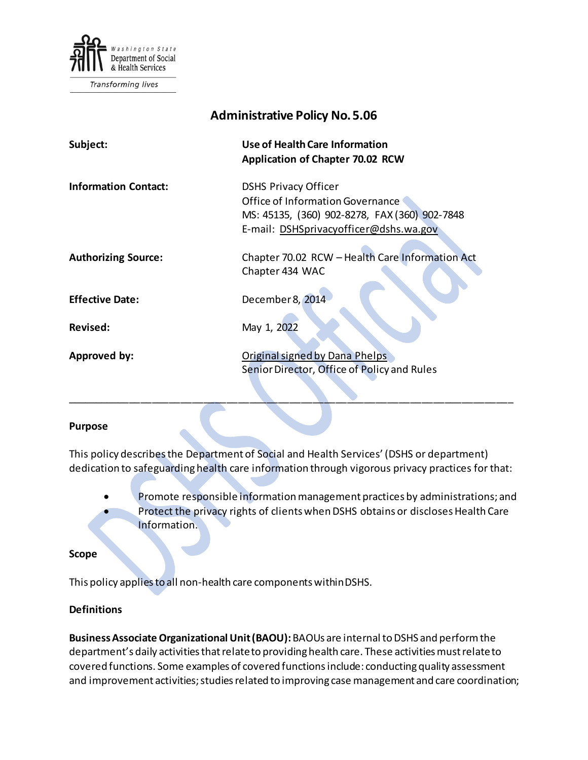Washington State Department of Social & Health Services

Transforming lives

# Administrative Policy No. 5.06

| | |
|---|---|
| **Subject:** | **Use of Health Care Information**<br>**Application of Chapter 70.02 RCW** |
| **Information Contact:** | DSHS Privacy Officer<br>Office of Information Governance<br>MS: 45135, (360) 902-8278, FAX (360) 902-7848<br>E-mail: DSHSprivacyofficer@dshs.wa.gov |
| **Authorizing Source:** | Chapter 70.02 RCW – Health Care Information Act<br>Chapter 434 WAC |
| **Effective Date:** | December 8, 2014 |
| **Revised:** | May 1, 2022 |
| **Approved by:** | Original signed by Dana Phelps<br>Senior Director, Office of Policy and Rules |

---

### Purpose

This policy describes the Department of Social and Health Services' (DSHS or department) dedication to safeguarding health care information through vigorous privacy practices for that:

- Promote responsible information management practices by administrations; and
- Protect the privacy rights of clients when DSHS obtains or discloses Health Care Information.

### Scope

This policy applies to all non-health care components within DSHS.

### Definitions

**Business Associate Organizational Unit (BAOU):** BAOUs are internal to DSHS and perform the department's daily activities that relate to providing health care. These activities must relate to covered functions. Some examples of covered functions include: conducting quality assessment and improvement activities; studies related to improving case management and care coordination;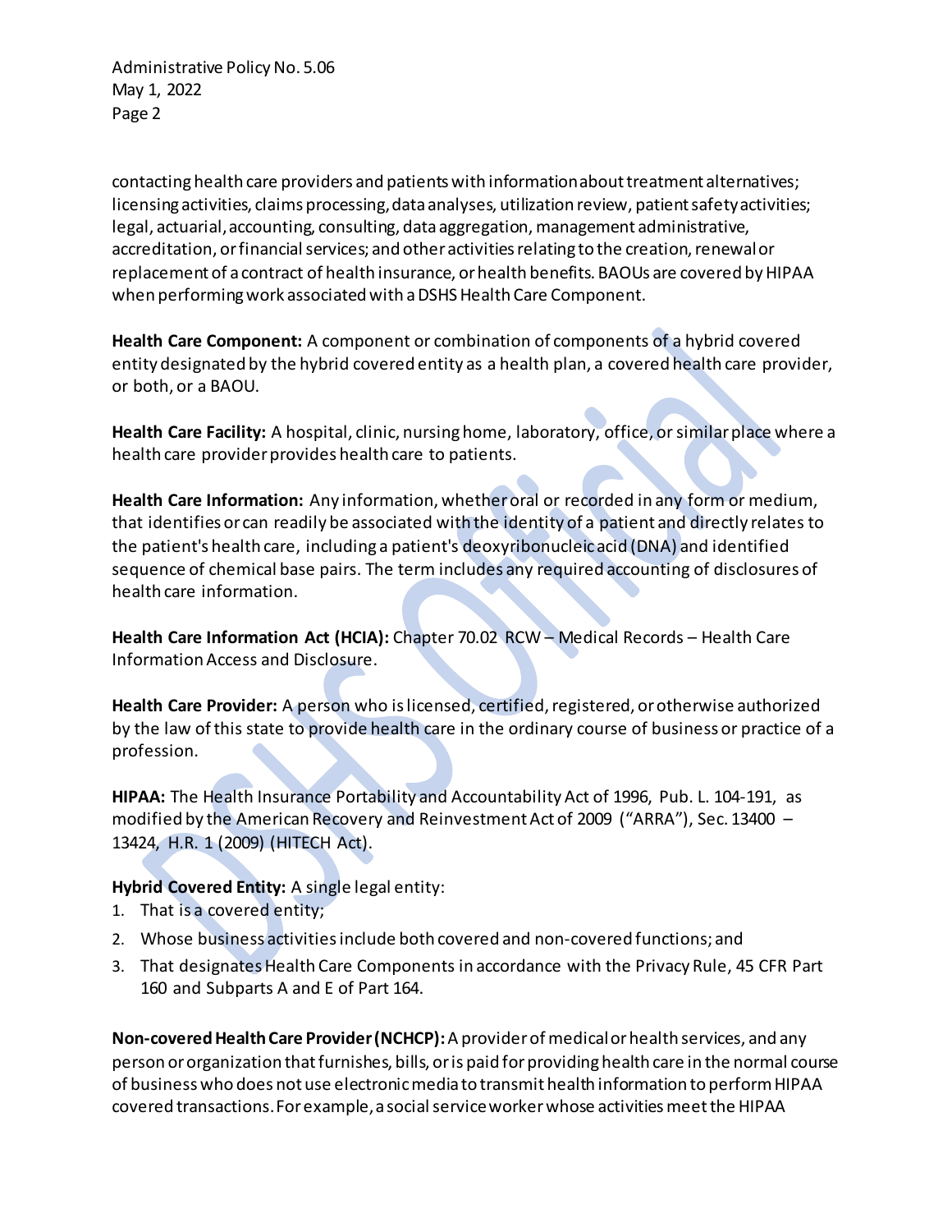contacting health care providers and patients with information about treatment alternatives; licensing activities, claims processing, data analyses, utilization review, patient safety activities; legal, actuarial, accounting, consulting, data aggregation, management administrative, accreditation, or financial services; and other activities relating to the creation, renewal or replacement of a contract of health insurance, or health benefits. BAOUs are covered by HIPAA when performing work associated with a DSHS Health Care Component.

**Health Care Component:** A component or combination of components of a hybrid covered entity designated by the hybrid covered entity as a health plan, a covered health care provider, or both, or a BAOU.

**Health Care Facility:** A hospital, clinic, nursing home, laboratory, office, or similar place where a health care provider provides health care to patients.

**Health Care Information:** Any information, whether oral or recorded in any form or medium, that identifies or can readily be associated with the identity of a patient and directly relates to the patient's health care, including a patient's deoxyribonucleic acid (DNA) and identified sequence of chemical base pairs. The term includes any required accounting of disclosures of health care information.

**Health Care Information Act (HCIA):** Chapter 70.02 RCW – Medical Records – Health Care Information Access and Disclosure.

**Health Care Provider:** A person who is licensed, certified, registered, or otherwise authorized by the law of this state to provide health care in the ordinary course of business or practice of a profession.

**HIPAA:** The Health Insurance Portability and Accountability Act of 1996, Pub. L. 104-191, as modified by the American Recovery and Reinvestment Act of 2009 ("ARRA"), Sec. 13400 – 13424, H.R. 1 (2009) (HITECH Act).

**Hybrid Covered Entity:** A single legal entity:

1. That is a covered entity;
2. Whose business activities include both covered and non-covered functions; and
3. That designates Health Care Components in accordance with the Privacy Rule, 45 CFR Part 160 and Subparts A and E of Part 164.

**Non-covered Health Care Provider (NCHCP):** A provider of medical or health services, and any person or organization that furnishes, bills, or is paid for providing health care in the normal course of business who does not use electronic media to transmit health information to perform HIPAA covered transactions. For example, a social service worker whose activities meet the HIPAA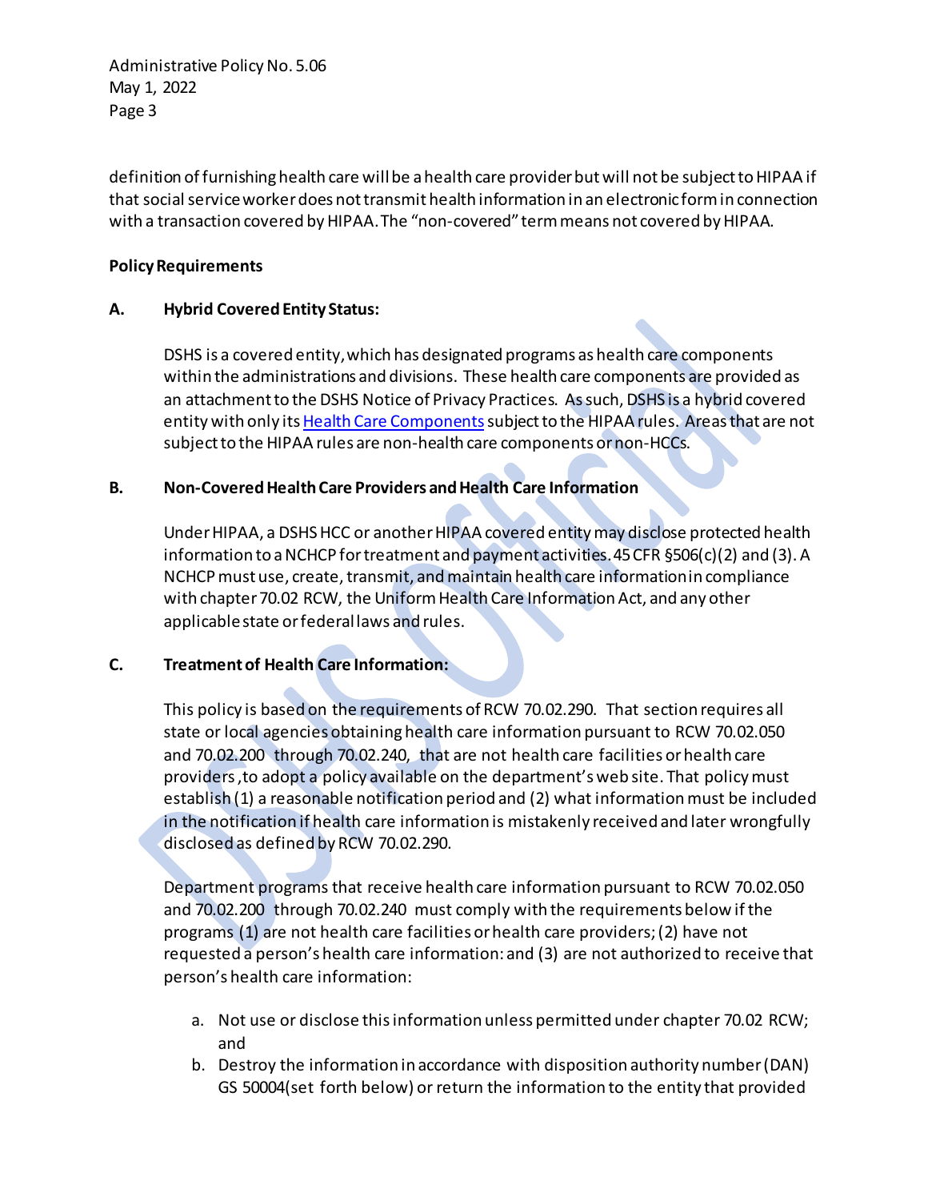definition of furnishing health care will be a health care provider but will not be subject to HIPAA if that social service worker does not transmit health information in an electronic form in connection with a transaction covered by HIPAA. The "non-covered" term means not covered by HIPAA.

**Policy Requirements**

**A. Hybrid Covered Entity Status:**

DSHS is a covered entity, which has designated programs as health care components within the administrations and divisions. These health care components are provided as an attachment to the DSHS Notice of Privacy Practices. As such, DSHS is a hybrid covered entity with only its [Health Care Components] subject to the HIPAA rules. Areas that are not subject to the HIPAA rules are non-health care components or non-HCCs.

**B. Non-Covered Health Care Providers and Health Care Information**

Under HIPAA, a DSHS HCC or another HIPAA covered entity may disclose protected health information to a NCHCP for treatment and payment activities. 45 CFR §506(c)(2) and (3). A NCHCP must use, create, transmit, and maintain health care information in compliance with chapter 70.02 RCW, the Uniform Health Care Information Act, and any other applicable state or federal laws and rules.

**C. Treatment of Health Care Information:**

This policy is based on the requirements of RCW 70.02.290. That section requires all state or local agencies obtaining health care information pursuant to RCW 70.02.050 and 70.02.200 through 70.02.240, that are not health care facilities or health care providers, to adopt a policy available on the department's web site. That policy must establish (1) a reasonable notification period and (2) what information must be included in the notification if health care information is mistakenly received and later wrongfully disclosed as defined by RCW 70.02.290.

Department programs that receive health care information pursuant to RCW 70.02.050 and 70.02.200 through 70.02.240 must comply with the requirements below if the programs (1) are not health care facilities or health care providers; (2) have not requested a person's health care information: and (3) are not authorized to receive that person's health care information:

a. Not use or disclose this information unless permitted under chapter 70.02 RCW; and
b. Destroy the information in accordance with disposition authority number (DAN) GS 50004 (set forth below) or return the information to the entity that provided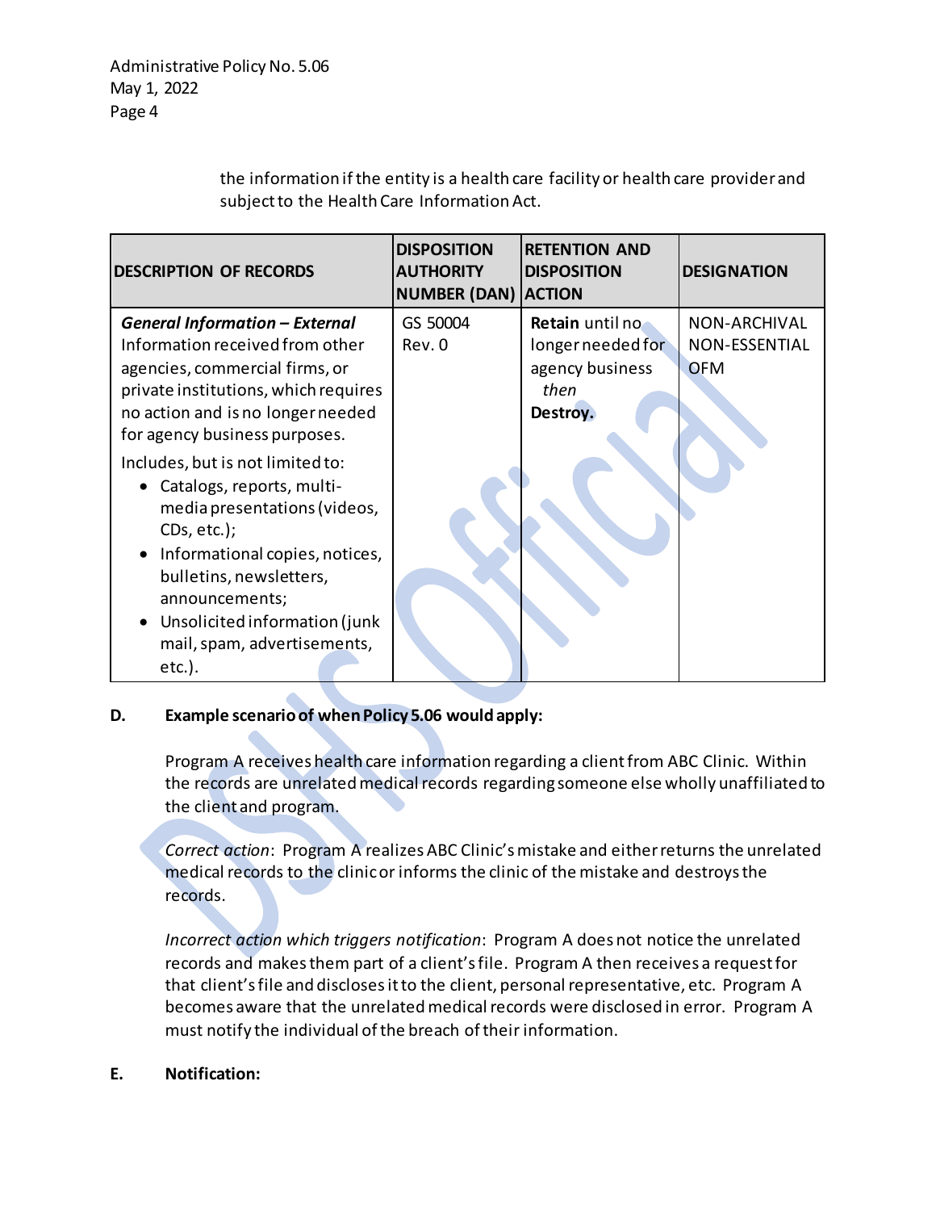the information if the entity is a health care facility or health care provider and subject to the Health Care Information Act.

| DESCRIPTION OF RECORDS | DISPOSITION AUTHORITY NUMBER (DAN) | RETENTION AND DISPOSITION ACTION | DESIGNATION |
|---|---|---|---|
| ***General Information – External***<br>Information received from other agencies, commercial firms, or private institutions, which requires no action and is no longer needed for agency business purposes.<br><br>Includes, but is not limited to:<br>• Catalogs, reports, multi-media presentations (videos, CDs, etc.);<br>• Informational copies, notices, bulletins, newsletters, announcements;<br>• Unsolicited information (junk mail, spam, advertisements, etc.). | GS 50004<br>Rev. 0 | **Retain** until no longer needed for agency business<br>*then*<br>**Destroy.** | NON-ARCHIVAL<br>NON-ESSENTIAL<br>OFM |

**D. Example scenario of when Policy 5.06 would apply:**

Program A receives health care information regarding a client from ABC Clinic. Within the records are unrelated medical records regarding someone else wholly unaffiliated to the client and program.

*Correct action*: Program A realizes ABC Clinic's mistake and either returns the unrelated medical records to the clinic or informs the clinic of the mistake and destroys the records.

*Incorrect action which triggers notification*: Program A does not notice the unrelated records and makes them part of a client's file. Program A then receives a request for that client's file and discloses it to the client, personal representative, etc. Program A becomes aware that the unrelated medical records were disclosed in error. Program A must notify the individual of the breach of their information.

**E. Notification:**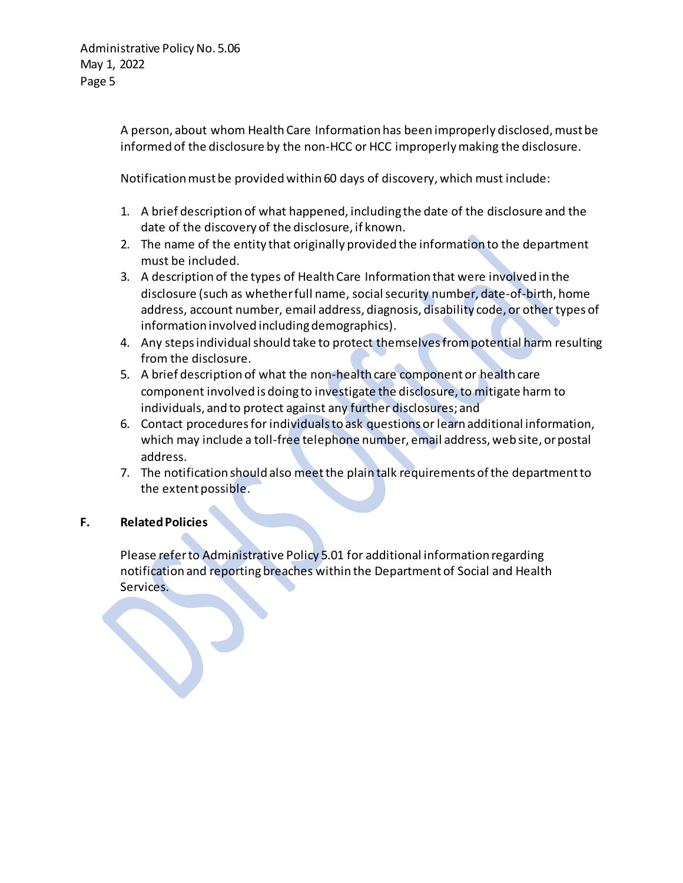A person, about whom Health Care Information has been improperly disclosed, must be informed of the disclosure by the non-HCC or HCC improperly making the disclosure.

Notification must be provided within 60 days of discovery, which must include:

1. A brief description of what happened, including the date of the disclosure and the date of the discovery of the disclosure, if known.
2. The name of the entity that originally provided the information to the department must be included.
3. A description of the types of Health Care Information that were involved in the disclosure (such as whether full name, social security number, date-of-birth, home address, account number, email address, diagnosis, disability code, or other types of information involved including demographics).
4. Any steps individual should take to protect themselves from potential harm resulting from the disclosure.
5. A brief description of what the non-health care component or health care component involved is doing to investigate the disclosure, to mitigate harm to individuals, and to protect against any further disclosures; and
6. Contact procedures for individuals to ask questions or learn additional information, which may include a toll-free telephone number, email address, web site, or postal address.
7. The notification should also meet the plain talk requirements of the department to the extent possible.

**F. Related Policies**

Please refer to Administrative Policy 5.01 for additional information regarding notification and reporting breaches within the Department of Social and Health Services.